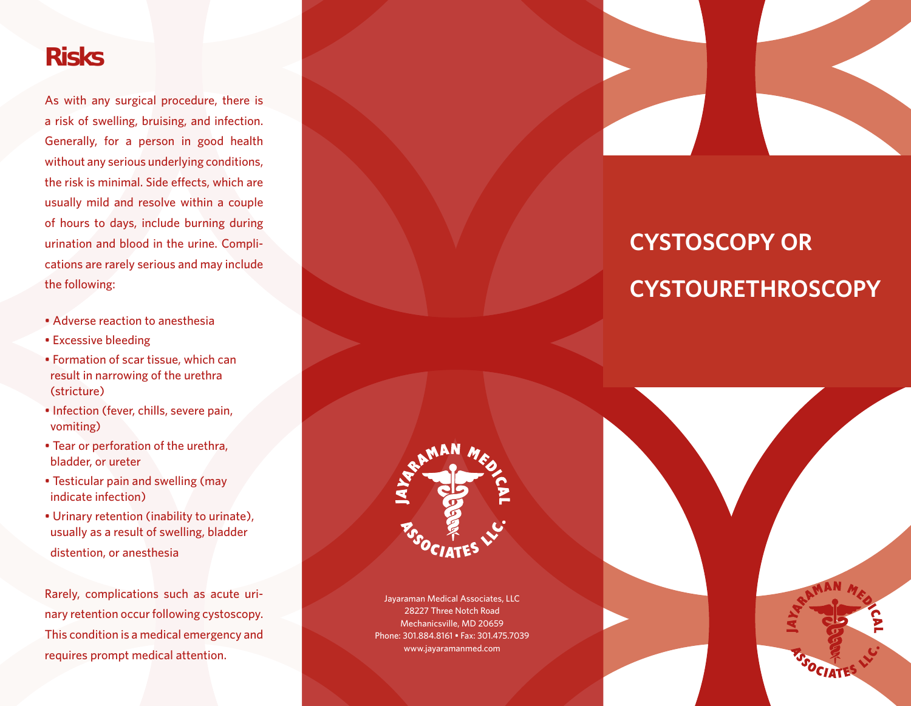## Risks

As with any surgical procedure, there is a risk of swelling, bruising, and infection. Generally, for a person in good health without any serious underlying conditions, the risk is minimal. Side effects, which are usually mild and resolve within a couple of hours to days, include burning during urination and blood in the urine. Complications are rarely serious and may include the following:

- Adverse reaction to anesthesia
- Excessive bleeding
- Formation of scar tissue, which can result in narrowing of the urethra (stricture)
- Infection (fever, chills, severe pain, vomiting)
- Tear or perforation of the urethra, bladder, or ureter
- Testicular pain and swelling (may indicate infection)
- Urinary retention (inability to urinate), usually as a result of swelling, bladder distention, or anesthesia

Rarely, complications such as acute urinary retention occur following cystoscopy. This condition is a medical emergency and requires prompt medical attention.

JAYARAMAN MEDICAL ASSOCIATES LLC.

Jayaraman Medical Associates, LLC
28227 Three Notch Road
Mechanicsville, MD 20659
Phone: 301.884.8161 • Fax: 301.475.7039
www.jayaramanmed.com

# CYSTOSCOPY OR CYSTOURETHROSCOPY

JAYARAMAN MEDICAL ASSOCIATES LLC.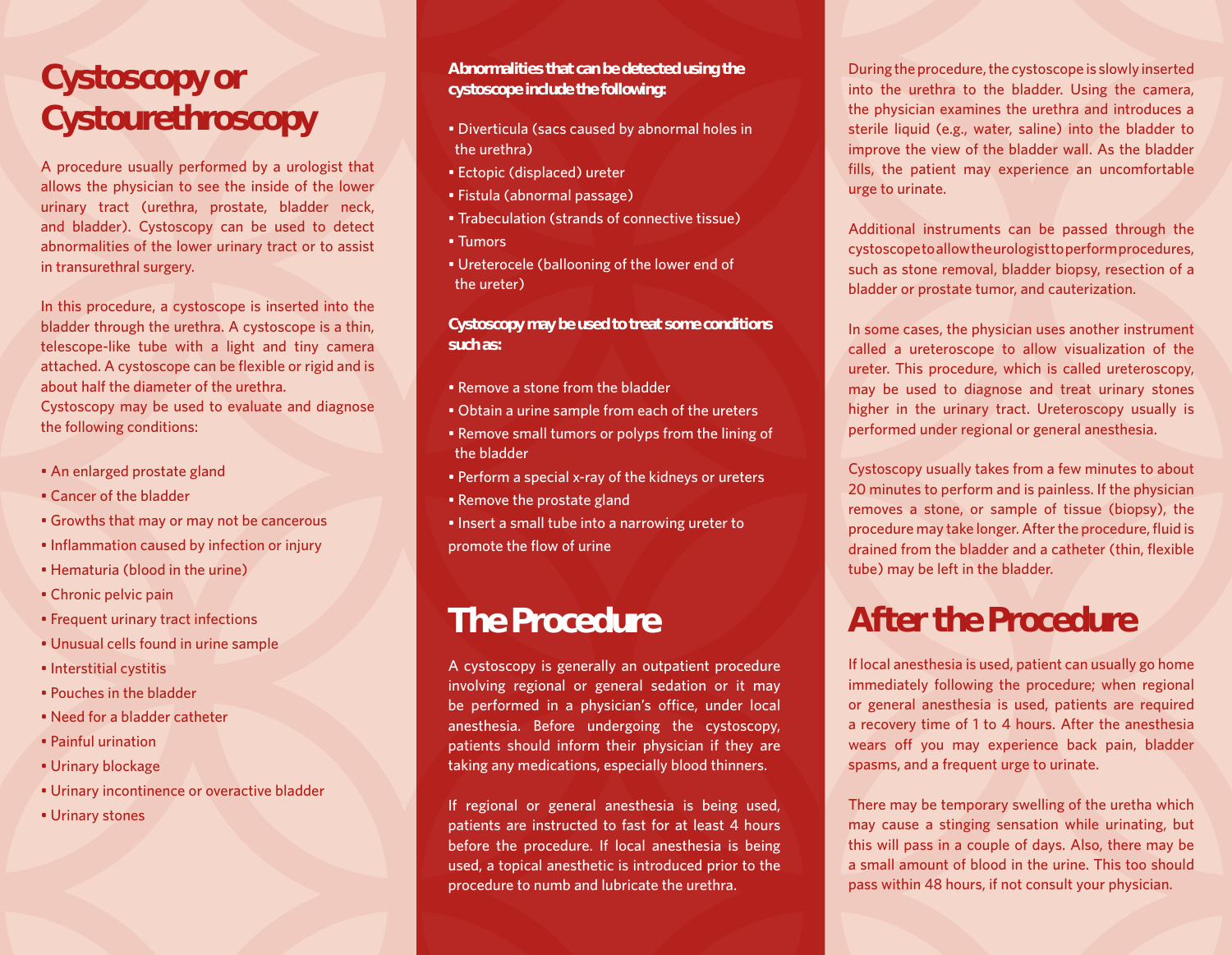# Cystoscopy or Cystourethroscopy

A procedure usually performed by a urologist that allows the physician to see the inside of the lower urinary tract (urethra, prostate, bladder neck, and bladder). Cystoscopy can be used to detect abnormalities of the lower urinary tract or to assist in transurethral surgery.

In this procedure, a cystoscope is inserted into the bladder through the urethra. A cystoscope is a thin, telescope-like tube with a light and tiny camera attached. A cystoscope can be flexible or rigid and is about half the diameter of the urethra.
Cystoscopy may be used to evaluate and diagnose the following conditions:

- An enlarged prostate gland
- Cancer of the bladder
- Growths that may or may not be cancerous
- Inflammation caused by infection or injury
- Hematuria (blood in the urine)
- Chronic pelvic pain
- Frequent urinary tract infections
- Unusual cells found in urine sample
- Interstitial cystitis
- Pouches in the bladder
- Need for a bladder catheter
- Painful urination
- Urinary blockage
- Urinary incontinence or overactive bladder
- Urinary stones

**Abnormalities that can be detected using the cystoscope include the following:**

- Diverticula (sacs caused by abnormal holes in the urethra)
- Ectopic (displaced) ureter
- Fistula (abnormal passage)
- Trabeculation (strands of connective tissue)
- Tumors
- Ureterocele (ballooning of the lower end of the ureter)

**Cystoscopy may be used to treat some conditions such as:**

- Remove a stone from the bladder
- Obtain a urine sample from each of the ureters
- Remove small tumors or polyps from the lining of the bladder
- Perform a special x-ray of the kidneys or ureters
- Remove the prostate gland
- Insert a small tube into a narrowing ureter to promote the flow of urine

# The Procedure

A cystoscopy is generally an outpatient procedure involving regional or general sedation or it may be performed in a physician's office, under local anesthesia. Before undergoing the cystoscopy, patients should inform their physician if they are taking any medications, especially blood thinners.

If regional or general anesthesia is being used, patients are instructed to fast for at least 4 hours before the procedure. If local anesthesia is being used, a topical anesthetic is introduced prior to the procedure to numb and lubricate the urethra.

During the procedure, the cystoscope is slowly inserted into the urethra to the bladder. Using the camera, the physician examines the urethra and introduces a sterile liquid (e.g., water, saline) into the bladder to improve the view of the bladder wall. As the bladder fills, the patient may experience an uncomfortable urge to urinate.

Additional instruments can be passed through the cystoscope to allow the urologist to perform procedures, such as stone removal, bladder biopsy, resection of a bladder or prostate tumor, and cauterization.

In some cases, the physician uses another instrument called a ureteroscope to allow visualization of the ureter. This procedure, which is called ureteroscopy, may be used to diagnose and treat urinary stones higher in the urinary tract. Ureteroscopy usually is performed under regional or general anesthesia.

Cystoscopy usually takes from a few minutes to about 20 minutes to perform and is painless. If the physician removes a stone, or sample of tissue (biopsy), the procedure may take longer. After the procedure, fluid is drained from the bladder and a catheter (thin, flexible tube) may be left in the bladder.

# After the Procedure

If local anesthesia is used, patient can usually go home immediately following the procedure; when regional or general anesthesia is used, patients are required a recovery time of 1 to 4 hours. After the anesthesia wears off you may experience back pain, bladder spasms, and a frequent urge to urinate.

There may be temporary swelling of the uretha which may cause a stinging sensation while urinating, but this will pass in a couple of days. Also, there may be a small amount of blood in the urine. This too should pass within 48 hours, if not consult your physician.